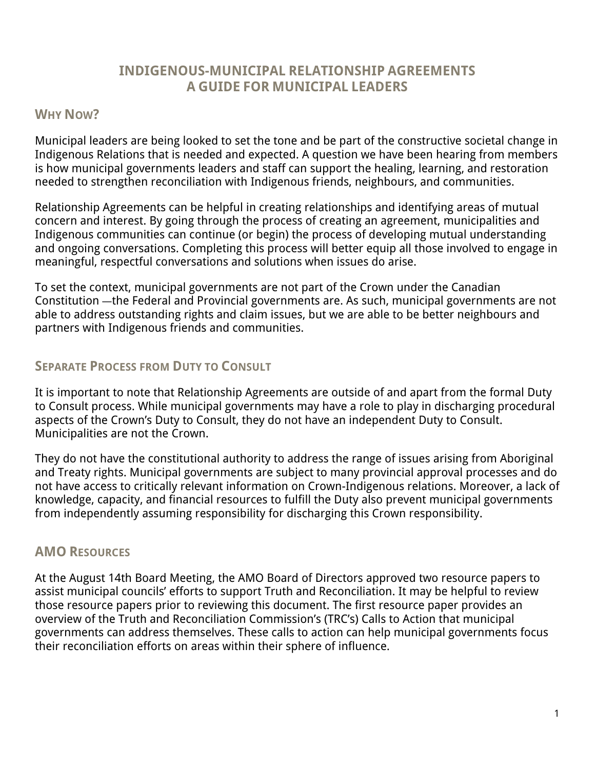# INDIGENOUS-MUNICIPAL RELATIONSHIP AGREEMENTS
# A GUIDE FOR MUNICIPAL LEADERS

## Why Now?

Municipal leaders are being looked to set the tone and be part of the constructive societal change in Indigenous Relations that is needed and expected. A question we have been hearing from members is how municipal governments leaders and staff can support the healing, learning, and restoration needed to strengthen reconciliation with Indigenous friends, neighbours, and communities.

Relationship Agreements can be helpful in creating relationships and identifying areas of mutual concern and interest. By going through the process of creating an agreement, municipalities and Indigenous communities can continue (or begin) the process of developing mutual understanding and ongoing conversations. Completing this process will better equip all those involved to engage in meaningful, respectful conversations and solutions when issues do arise.

To set the context, municipal governments are not part of the Crown under the Canadian Constitution —the Federal and Provincial governments are. As such, municipal governments are not able to address outstanding rights and claim issues, but we are able to be better neighbours and partners with Indigenous friends and communities.

## Separate Process from Duty to Consult

It is important to note that Relationship Agreements are outside of and apart from the formal Duty to Consult process. While municipal governments may have a role to play in discharging procedural aspects of the Crown's Duty to Consult, they do not have an independent Duty to Consult. Municipalities are not the Crown.

They do not have the constitutional authority to address the range of issues arising from Aboriginal and Treaty rights. Municipal governments are subject to many provincial approval processes and do not have access to critically relevant information on Crown-Indigenous relations. Moreover, a lack of knowledge, capacity, and financial resources to fulfill the Duty also prevent municipal governments from independently assuming responsibility for discharging this Crown responsibility.

## AMO Resources

At the August 14th Board Meeting, the AMO Board of Directors approved two resource papers to assist municipal councils' efforts to support Truth and Reconciliation. It may be helpful to review those resource papers prior to reviewing this document. The first resource paper provides an overview of the Truth and Reconciliation Commission's (TRC's) Calls to Action that municipal governments can address themselves. These calls to action can help municipal governments focus their reconciliation efforts on areas within their sphere of influence.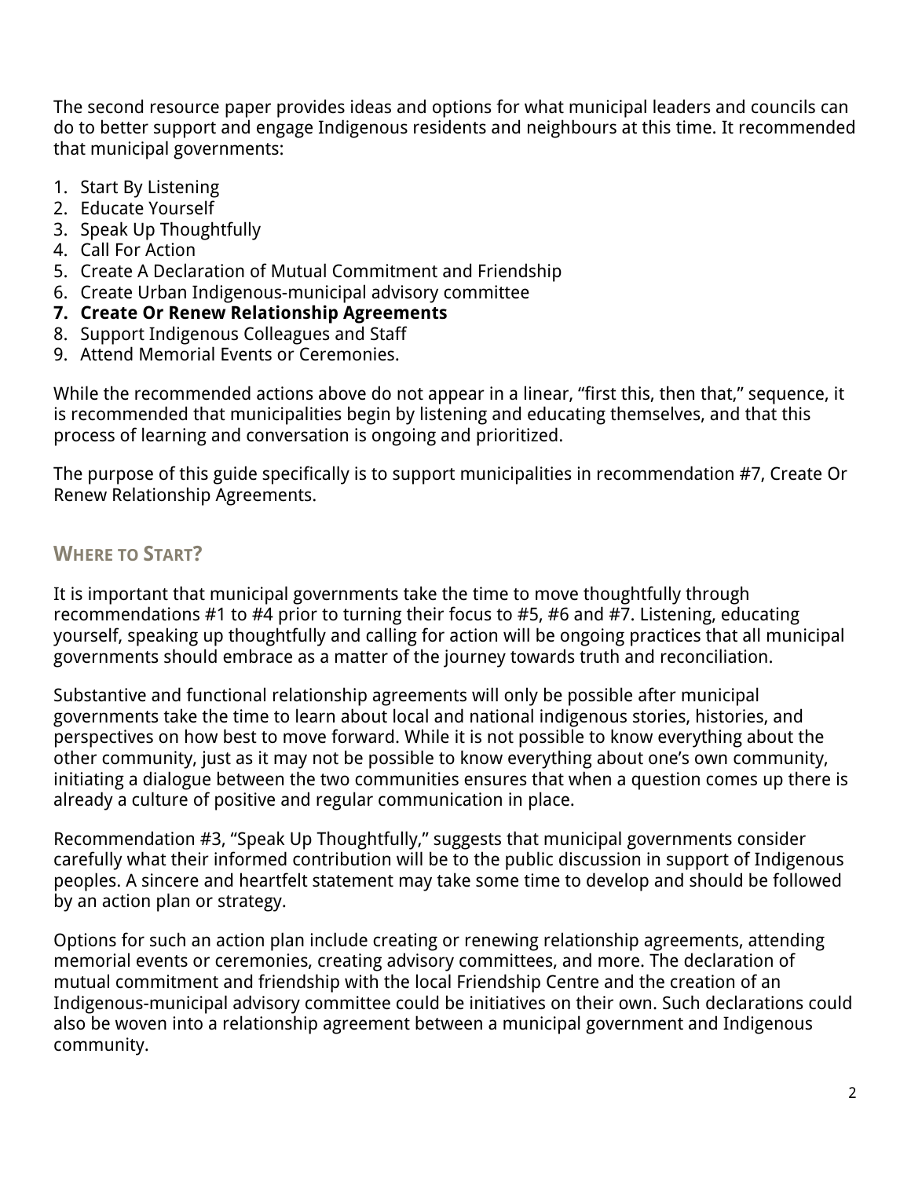The second resource paper provides ideas and options for what municipal leaders and councils can do to better support and engage Indigenous residents and neighbours at this time. It recommended that municipal governments:

1. Start By Listening
2. Educate Yourself
3. Speak Up Thoughtfully
4. Call For Action
5. Create A Declaration of Mutual Commitment and Friendship
6. Create Urban Indigenous-municipal advisory committee
7. **Create Or Renew Relationship Agreements**
8. Support Indigenous Colleagues and Staff
9. Attend Memorial Events or Ceremonies.

While the recommended actions above do not appear in a linear, “first this, then that,” sequence, it is recommended that municipalities begin by listening and educating themselves, and that this process of learning and conversation is ongoing and prioritized.

The purpose of this guide specifically is to support municipalities in recommendation #7, Create Or Renew Relationship Agreements.

## Where to Start?

It is important that municipal governments take the time to move thoughtfully through recommendations #1 to #4 prior to turning their focus to #5, #6 and #7. Listening, educating yourself, speaking up thoughtfully and calling for action will be ongoing practices that all municipal governments should embrace as a matter of the journey towards truth and reconciliation.

Substantive and functional relationship agreements will only be possible after municipal governments take the time to learn about local and national indigenous stories, histories, and perspectives on how best to move forward. While it is not possible to know everything about the other community, just as it may not be possible to know everything about one’s own community, initiating a dialogue between the two communities ensures that when a question comes up there is already a culture of positive and regular communication in place.

Recommendation #3, “Speak Up Thoughtfully,” suggests that municipal governments consider carefully what their informed contribution will be to the public discussion in support of Indigenous peoples. A sincere and heartfelt statement may take some time to develop and should be followed by an action plan or strategy.

Options for such an action plan include creating or renewing relationship agreements, attending memorial events or ceremonies, creating advisory committees, and more. The declaration of mutual commitment and friendship with the local Friendship Centre and the creation of an Indigenous-municipal advisory committee could be initiatives on their own. Such declarations could also be woven into a relationship agreement between a municipal government and Indigenous community.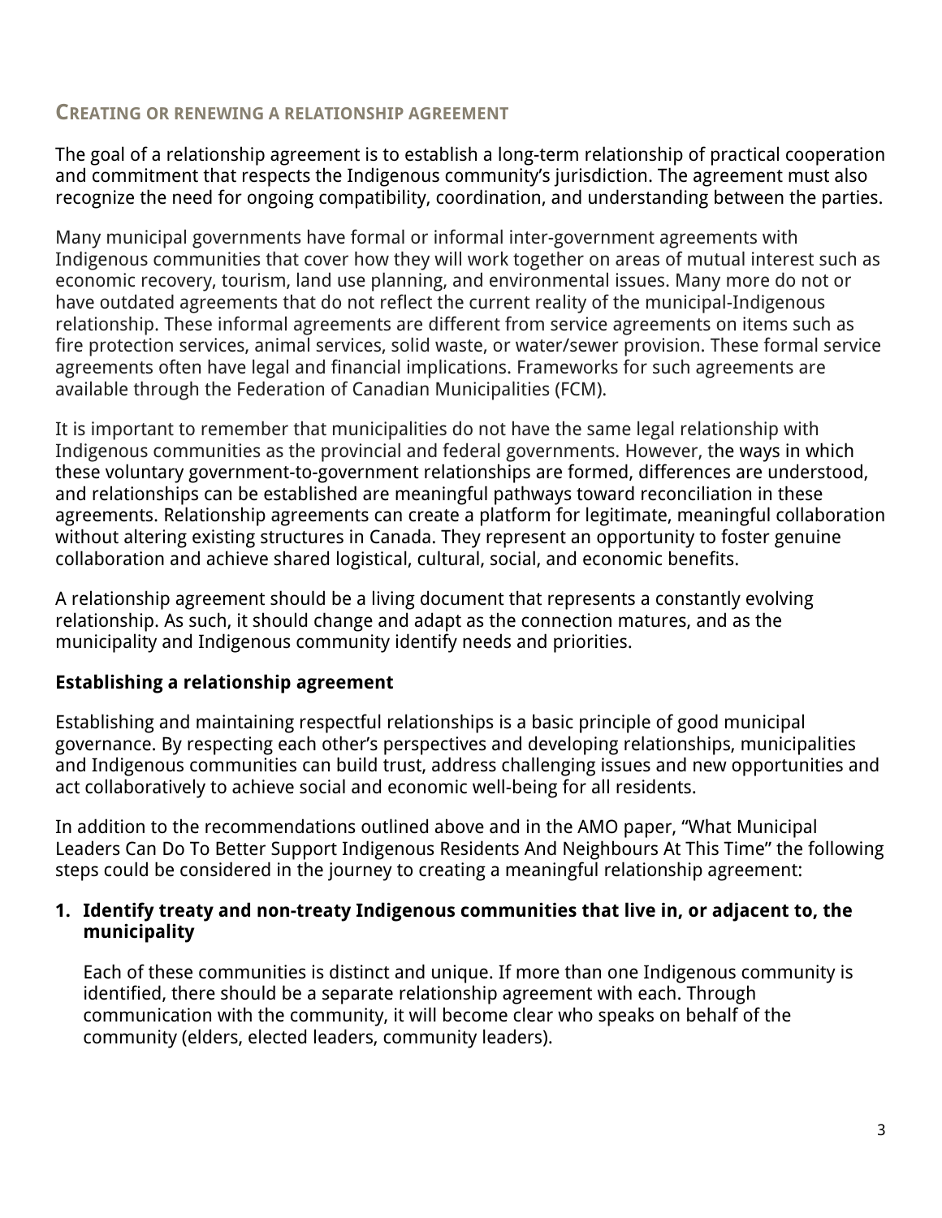## Creating or renewing a relationship agreement

The goal of a relationship agreement is to establish a long-term relationship of practical cooperation and commitment that respects the Indigenous community's jurisdiction. The agreement must also recognize the need for ongoing compatibility, coordination, and understanding between the parties.

Many municipal governments have formal or informal inter-government agreements with Indigenous communities that cover how they will work together on areas of mutual interest such as economic recovery, tourism, land use planning, and environmental issues. Many more do not or have outdated agreements that do not reflect the current reality of the municipal-Indigenous relationship. These informal agreements are different from service agreements on items such as fire protection services, animal services, solid waste, or water/sewer provision. These formal service agreements often have legal and financial implications. Frameworks for such agreements are available through the Federation of Canadian Municipalities (FCM).

It is important to remember that municipalities do not have the same legal relationship with Indigenous communities as the provincial and federal governments. However, the ways in which these voluntary government-to-government relationships are formed, differences are understood, and relationships can be established are meaningful pathways toward reconciliation in these agreements. Relationship agreements can create a platform for legitimate, meaningful collaboration without altering existing structures in Canada. They represent an opportunity to foster genuine collaboration and achieve shared logistical, cultural, social, and economic benefits.

A relationship agreement should be a living document that represents a constantly evolving relationship. As such, it should change and adapt as the connection matures, and as the municipality and Indigenous community identify needs and priorities.

### Establishing a relationship agreement

Establishing and maintaining respectful relationships is a basic principle of good municipal governance. By respecting each other's perspectives and developing relationships, municipalities and Indigenous communities can build trust, address challenging issues and new opportunities and act collaboratively to achieve social and economic well-being for all residents.

In addition to the recommendations outlined above and in the AMO paper, "What Municipal Leaders Can Do To Better Support Indigenous Residents And Neighbours At This Time" the following steps could be considered in the journey to creating a meaningful relationship agreement:

1. **Identify treaty and non-treaty Indigenous communities that live in, or adjacent to, the municipality**

   Each of these communities is distinct and unique. If more than one Indigenous community is identified, there should be a separate relationship agreement with each. Through communication with the community, it will become clear who speaks on behalf of the community (elders, elected leaders, community leaders).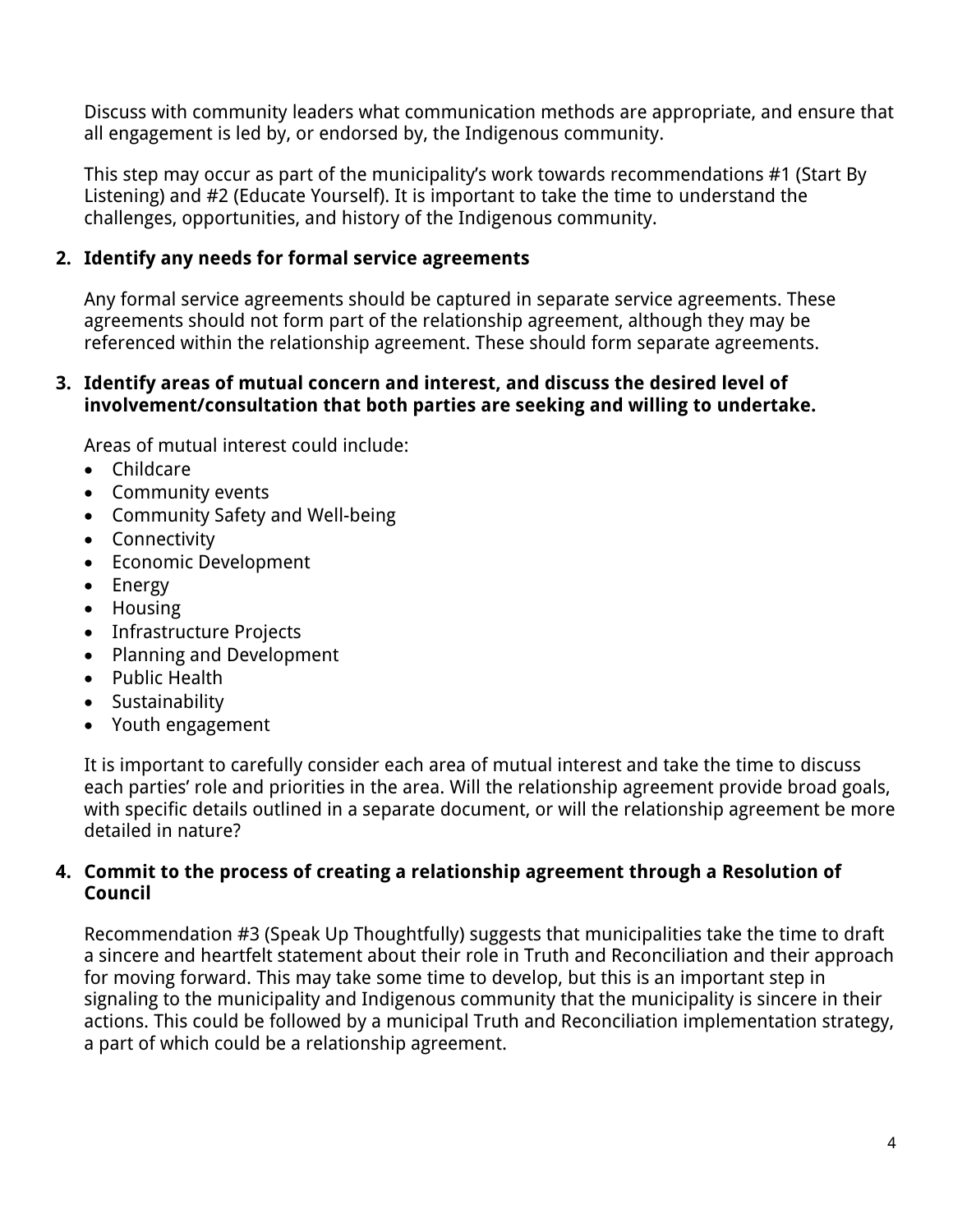Discuss with community leaders what communication methods are appropriate, and ensure that all engagement is led by, or endorsed by, the Indigenous community.

This step may occur as part of the municipality's work towards recommendations #1 (Start By Listening) and #2 (Educate Yourself). It is important to take the time to understand the challenges, opportunities, and history of the Indigenous community.

2. **Identify any needs for formal service agreements**

   Any formal service agreements should be captured in separate service agreements. These agreements should not form part of the relationship agreement, although they may be referenced within the relationship agreement. These should form separate agreements.

3. **Identify areas of mutual concern and interest, and discuss the desired level of involvement/consultation that both parties are seeking and willing to undertake.**

   Areas of mutual interest could include:
   - Childcare
   - Community events
   - Community Safety and Well-being
   - Connectivity
   - Economic Development
   - Energy
   - Housing
   - Infrastructure Projects
   - Planning and Development
   - Public Health
   - Sustainability
   - Youth engagement

   It is important to carefully consider each area of mutual interest and take the time to discuss each parties' role and priorities in the area. Will the relationship agreement provide broad goals, with specific details outlined in a separate document, or will the relationship agreement be more detailed in nature?

4. **Commit to the process of creating a relationship agreement through a Resolution of Council**

   Recommendation #3 (Speak Up Thoughtfully) suggests that municipalities take the time to draft a sincere and heartfelt statement about their role in Truth and Reconciliation and their approach for moving forward. This may take some time to develop, but this is an important step in signaling to the municipality and Indigenous community that the municipality is sincere in their actions. This could be followed by a municipal Truth and Reconciliation implementation strategy, a part of which could be a relationship agreement.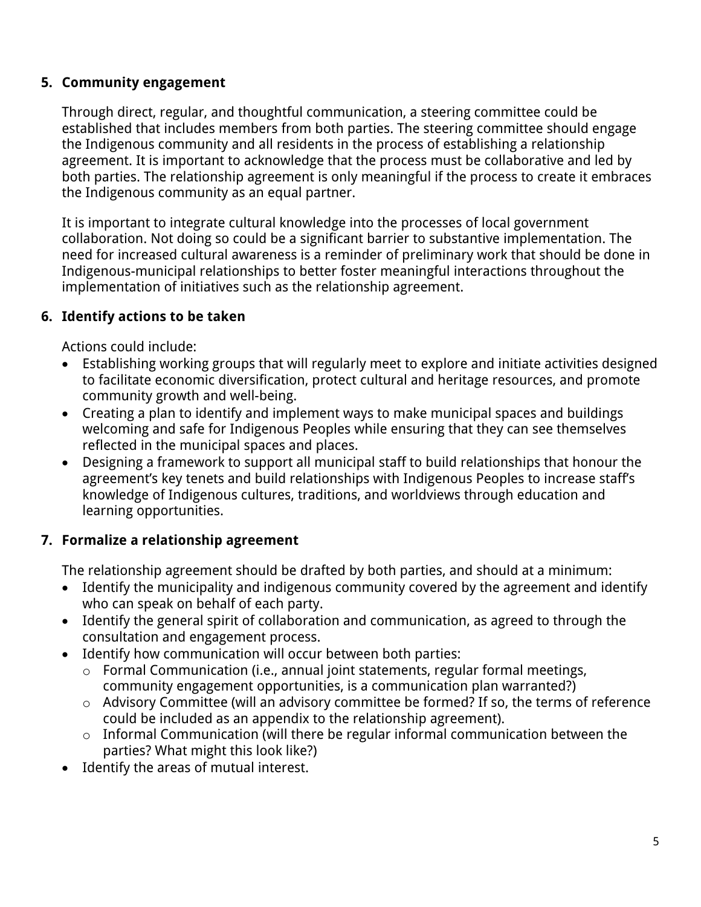5. **Community engagement**

   Through direct, regular, and thoughtful communication, a steering committee could be established that includes members from both parties. The steering committee should engage the Indigenous community and all residents in the process of establishing a relationship agreement. It is important to acknowledge that the process must be collaborative and led by both parties. The relationship agreement is only meaningful if the process to create it embraces the Indigenous community as an equal partner.

   It is important to integrate cultural knowledge into the processes of local government collaboration. Not doing so could be a significant barrier to substantive implementation. The need for increased cultural awareness is a reminder of preliminary work that should be done in Indigenous-municipal relationships to better foster meaningful interactions throughout the implementation of initiatives such as the relationship agreement.

6. **Identify actions to be taken**

   Actions could include:
   - Establishing working groups that will regularly meet to explore and initiate activities designed to facilitate economic diversification, protect cultural and heritage resources, and promote community growth and well-being.
   - Creating a plan to identify and implement ways to make municipal spaces and buildings welcoming and safe for Indigenous Peoples while ensuring that they can see themselves reflected in the municipal spaces and places.
   - Designing a framework to support all municipal staff to build relationships that honour the agreement's key tenets and build relationships with Indigenous Peoples to increase staff's knowledge of Indigenous cultures, traditions, and worldviews through education and learning opportunities.

7. **Formalize a relationship agreement**

   The relationship agreement should be drafted by both parties, and should at a minimum:
   - Identify the municipality and indigenous community covered by the agreement and identify who can speak on behalf of each party.
   - Identify the general spirit of collaboration and communication, as agreed to through the consultation and engagement process.
   - Identify how communication will occur between both parties:
     - Formal Communication (i.e., annual joint statements, regular formal meetings, community engagement opportunities, is a communication plan warranted?)
     - Advisory Committee (will an advisory committee be formed? If so, the terms of reference could be included as an appendix to the relationship agreement).
     - Informal Communication (will there be regular informal communication between the parties? What might this look like?)
   - Identify the areas of mutual interest.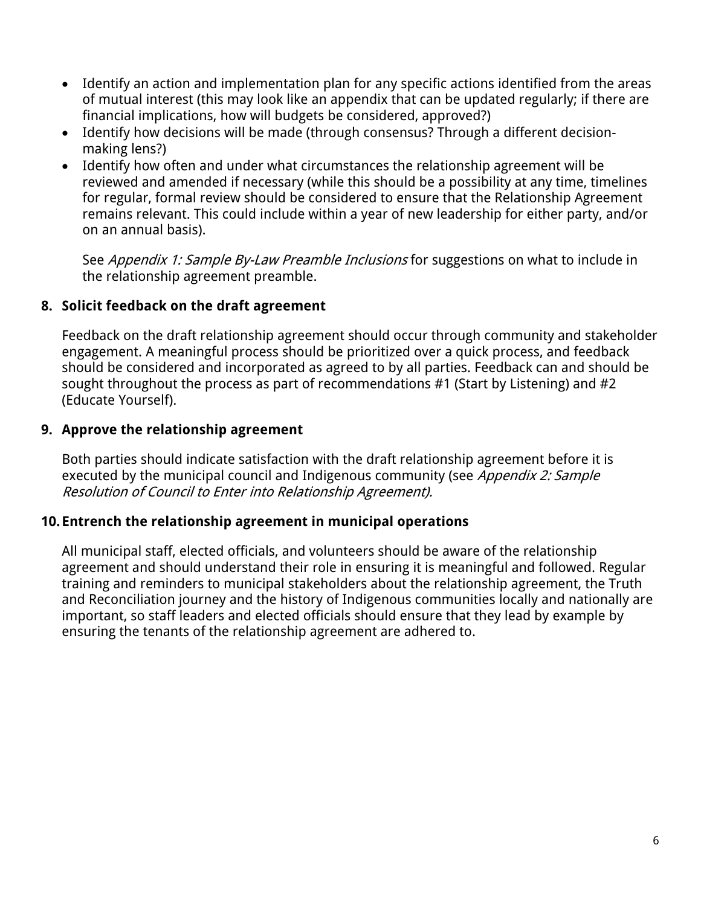- Identify an action and implementation plan for any specific actions identified from the areas of mutual interest (this may look like an appendix that can be updated regularly; if there are financial implications, how will budgets be considered, approved?)
- Identify how decisions will be made (through consensus? Through a different decision-making lens?)
- Identify how often and under what circumstances the relationship agreement will be reviewed and amended if necessary (while this should be a possibility at any time, timelines for regular, formal review should be considered to ensure that the Relationship Agreement remains relevant. This could include within a year of new leadership for either party, and/or on an annual basis).

  See *Appendix 1: Sample By-Law Preamble Inclusions* for suggestions on what to include in the relationship agreement preamble.

8. **Solicit feedback on the draft agreement**

   Feedback on the draft relationship agreement should occur through community and stakeholder engagement. A meaningful process should be prioritized over a quick process, and feedback should be considered and incorporated as agreed to by all parties. Feedback can and should be sought throughout the process as part of recommendations #1 (Start by Listening) and #2 (Educate Yourself).

9. **Approve the relationship agreement**

   Both parties should indicate satisfaction with the draft relationship agreement before it is executed by the municipal council and Indigenous community (see *Appendix 2: Sample Resolution of Council to Enter into Relationship Agreement).*

10. **Entrench the relationship agreement in municipal operations**

    All municipal staff, elected officials, and volunteers should be aware of the relationship agreement and should understand their role in ensuring it is meaningful and followed. Regular training and reminders to municipal stakeholders about the relationship agreement, the Truth and Reconciliation journey and the history of Indigenous communities locally and nationally are important, so staff leaders and elected officials should ensure that they lead by example by ensuring the tenants of the relationship agreement are adhered to.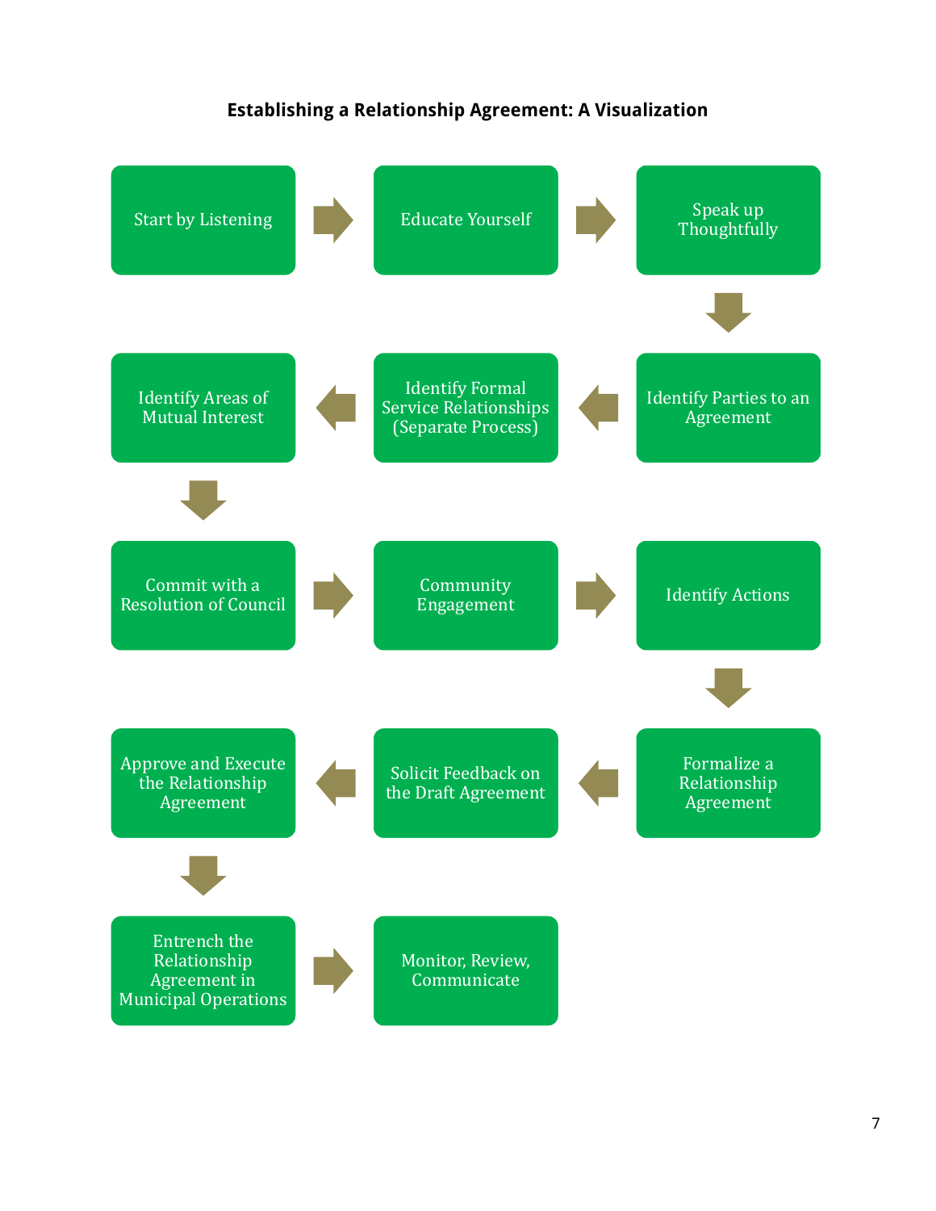**Establishing a Relationship Agreement: A Visualization**

1. Start by Listening
2. Educate Yourself
3. Speak up Thoughtfully
4. Identify Parties to an Agreement
5. Identify Formal Service Relationships (Separate Process)
6. Identify Areas of Mutual Interest
7. Commit with a Resolution of Council
8. Community Engagement
9. Identify Actions
10. Formalize a Relationship Agreement
11. Solicit Feedback on the Draft Agreement
12. Approve and Execute the Relationship Agreement
13. Entrench the Relationship Agreement in Municipal Operations
14. Monitor, Review, Communicate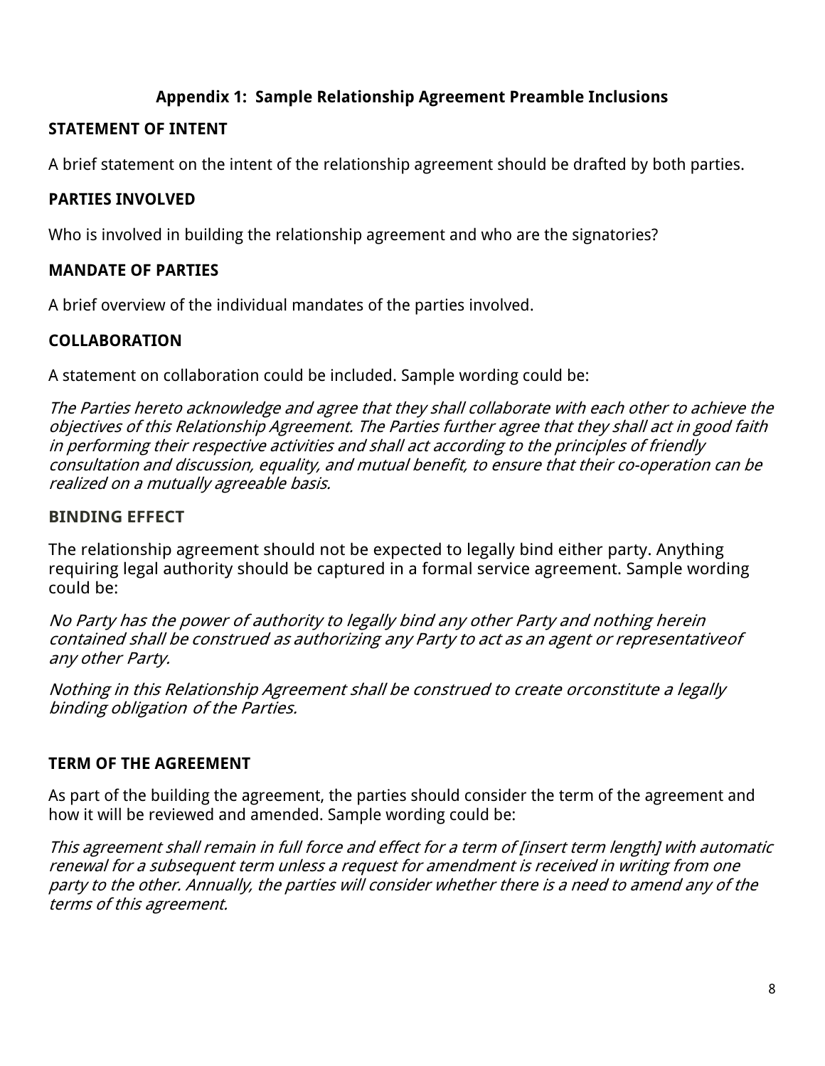## Appendix 1: Sample Relationship Agreement Preamble Inclusions

### STATEMENT OF INTENT

A brief statement on the intent of the relationship agreement should be drafted by both parties.

### PARTIES INVOLVED

Who is involved in building the relationship agreement and who are the signatories?

### MANDATE OF PARTIES

A brief overview of the individual mandates of the parties involved.

### COLLABORATION

A statement on collaboration could be included. Sample wording could be:

*The Parties hereto acknowledge and agree that they shall collaborate with each other to achieve the objectives of this Relationship Agreement. The Parties further agree that they shall act in good faith in performing their respective activities and shall act according to the principles of friendly consultation and discussion, equality, and mutual benefit, to ensure that their co-operation can be realized on a mutually agreeable basis.*

### BINDING EFFECT

The relationship agreement should not be expected to legally bind either party. Anything requiring legal authority should be captured in a formal service agreement. Sample wording could be:

*No Party has the power of authority to legally bind any other Party and nothing herein contained shall be construed as authorizing any Party to act as an agent or representativeof any other Party.*

*Nothing in this Relationship Agreement shall be construed to create orconstitute a legally binding obligation of the Parties.*

### TERM OF THE AGREEMENT

As part of the building the agreement, the parties should consider the term of the agreement and how it will be reviewed and amended. Sample wording could be:

*This agreement shall remain in full force and effect for a term of [insert term length] with automatic renewal for a subsequent term unless a request for amendment is received in writing from one party to the other. Annually, the parties will consider whether there is a need to amend any of the terms of this agreement.*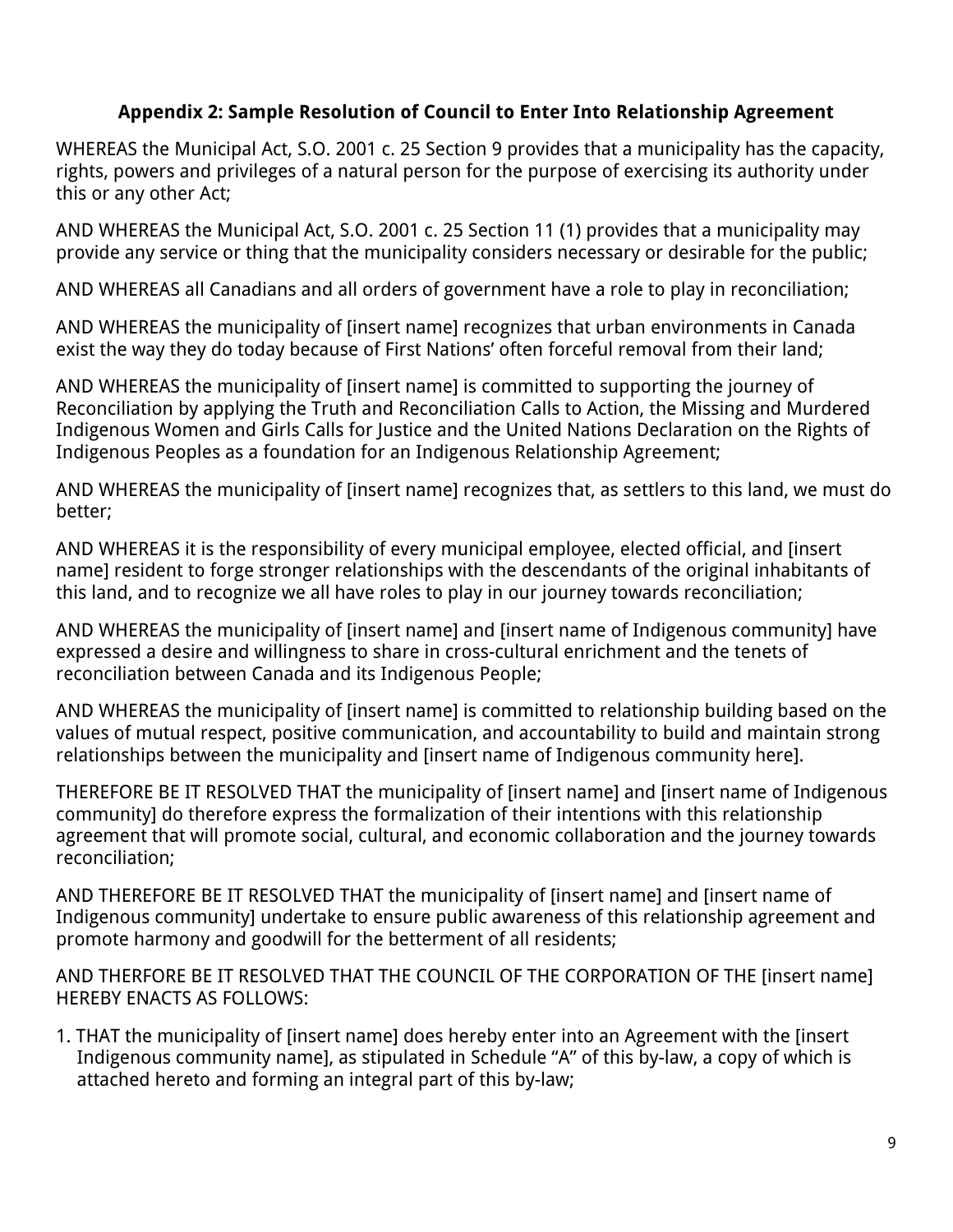## Appendix 2: Sample Resolution of Council to Enter Into Relationship Agreement

WHEREAS the Municipal Act, S.O. 2001 c. 25 Section 9 provides that a municipality has the capacity, rights, powers and privileges of a natural person for the purpose of exercising its authority under this or any other Act;

AND WHEREAS the Municipal Act, S.O. 2001 c. 25 Section 11 (1) provides that a municipality may provide any service or thing that the municipality considers necessary or desirable for the public;

AND WHEREAS all Canadians and all orders of government have a role to play in reconciliation;

AND WHEREAS the municipality of [insert name] recognizes that urban environments in Canada exist the way they do today because of First Nations' often forceful removal from their land;

AND WHEREAS the municipality of [insert name] is committed to supporting the journey of Reconciliation by applying the Truth and Reconciliation Calls to Action, the Missing and Murdered Indigenous Women and Girls Calls for Justice and the United Nations Declaration on the Rights of Indigenous Peoples as a foundation for an Indigenous Relationship Agreement;

AND WHEREAS the municipality of [insert name] recognizes that, as settlers to this land, we must do better;

AND WHEREAS it is the responsibility of every municipal employee, elected official, and [insert name] resident to forge stronger relationships with the descendants of the original inhabitants of this land, and to recognize we all have roles to play in our journey towards reconciliation;

AND WHEREAS the municipality of [insert name] and [insert name of Indigenous community] have expressed a desire and willingness to share in cross-cultural enrichment and the tenets of reconciliation between Canada and its Indigenous People;

AND WHEREAS the municipality of [insert name] is committed to relationship building based on the values of mutual respect, positive communication, and accountability to build and maintain strong relationships between the municipality and [insert name of Indigenous community here].

THEREFORE BE IT RESOLVED THAT the municipality of [insert name] and [insert name of Indigenous community] do therefore express the formalization of their intentions with this relationship agreement that will promote social, cultural, and economic collaboration and the journey towards reconciliation;

AND THEREFORE BE IT RESOLVED THAT the municipality of [insert name] and [insert name of Indigenous community] undertake to ensure public awareness of this relationship agreement and promote harmony and goodwill for the betterment of all residents;

AND THERFORE BE IT RESOLVED THAT THE COUNCIL OF THE CORPORATION OF THE [insert name] HEREBY ENACTS AS FOLLOWS:

1. THAT the municipality of [insert name] does hereby enter into an Agreement with the [insert Indigenous community name], as stipulated in Schedule "A" of this by-law, a copy of which is attached hereto and forming an integral part of this by-law;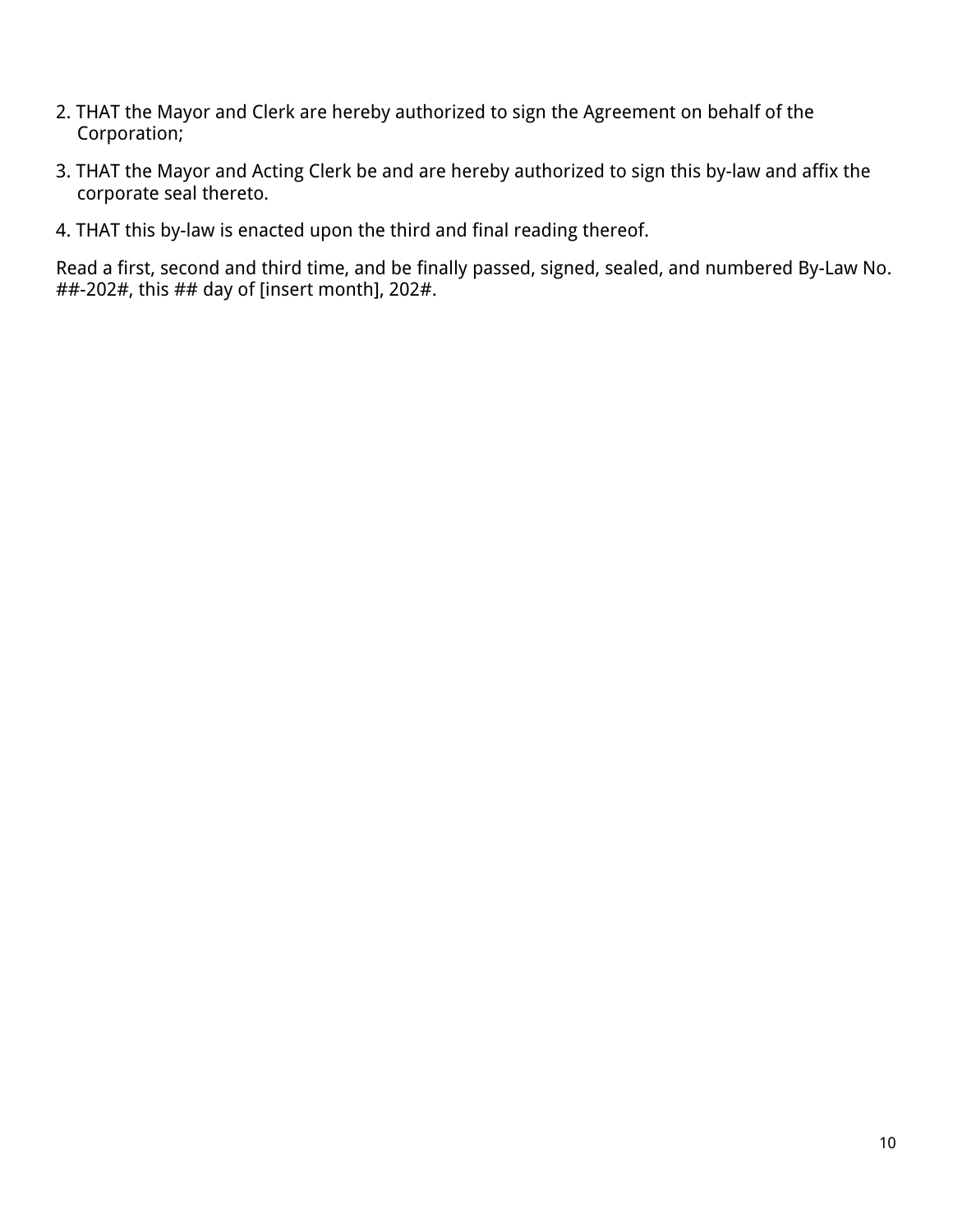2. THAT the Mayor and Clerk are hereby authorized to sign the Agreement on behalf of the Corporation;
3. THAT the Mayor and Acting Clerk be and are hereby authorized to sign this by-law and affix the corporate seal thereto.
4. THAT this by-law is enacted upon the third and final reading thereof.

Read a first, second and third time, and be finally passed, signed, sealed, and numbered By-Law No. ##-202#, this ## day of [insert month], 202#.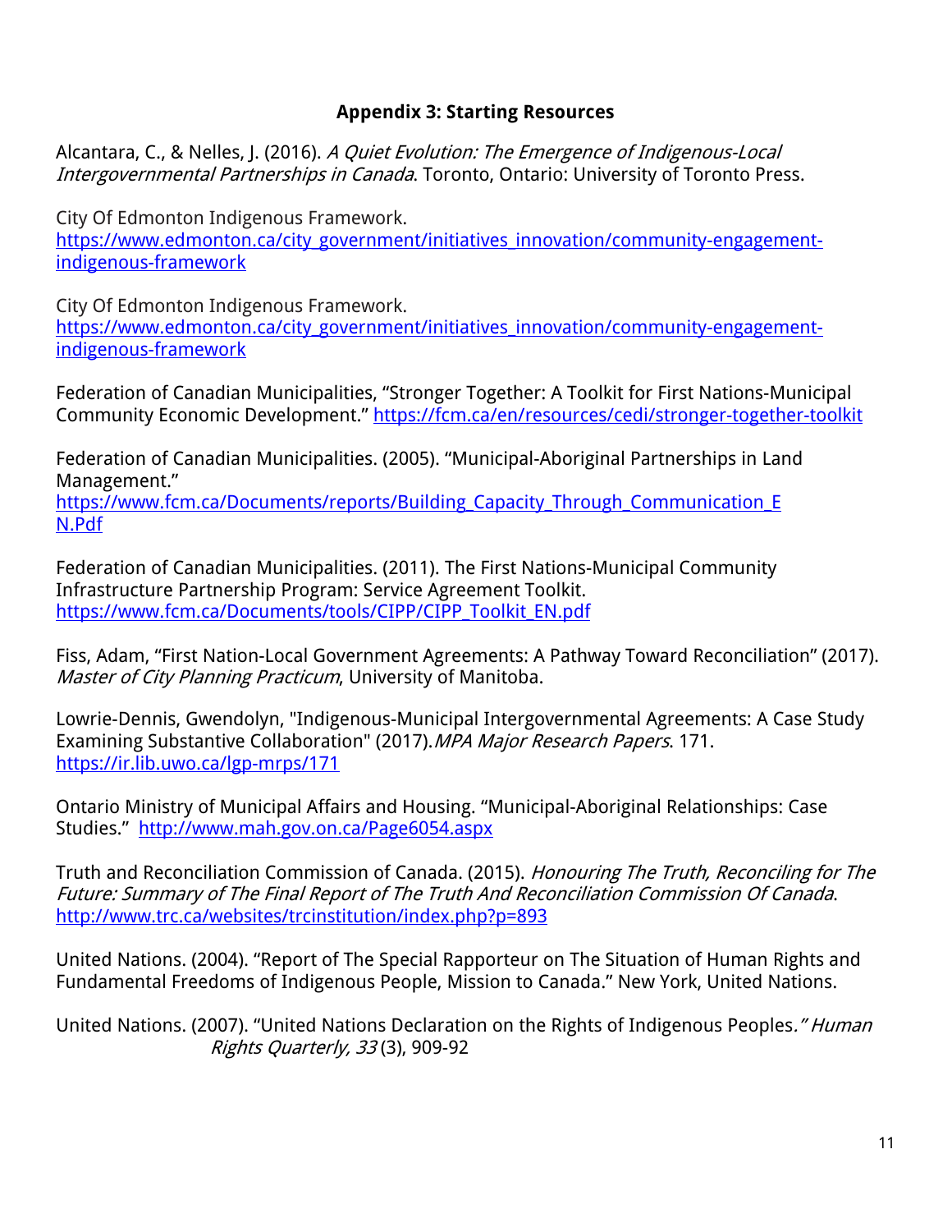**Appendix 3: Starting Resources**

Alcantara, C., & Nelles, J. (2016). *A Quiet Evolution: The Emergence of Indigenous-Local Intergovernmental Partnerships in Canada*. Toronto, Ontario: University of Toronto Press.

City Of Edmonton Indigenous Framework. https://www.edmonton.ca/city_government/initiatives_innovation/community-engagement-indigenous-framework

City Of Edmonton Indigenous Framework. https://www.edmonton.ca/city_government/initiatives_innovation/community-engagement-indigenous-framework

Federation of Canadian Municipalities, "Stronger Together: A Toolkit for First Nations-Municipal Community Economic Development." https://fcm.ca/en/resources/cedi/stronger-together-toolkit

Federation of Canadian Municipalities. (2005). "Municipal-Aboriginal Partnerships in Land Management." https://www.fcm.ca/Documents/reports/Building_Capacity_Through_Communication_EN.Pdf

Federation of Canadian Municipalities. (2011). The First Nations-Municipal Community Infrastructure Partnership Program: Service Agreement Toolkit. https://www.fcm.ca/Documents/tools/CIPP/CIPP_Toolkit_EN.pdf

Fiss, Adam, "First Nation-Local Government Agreements: A Pathway Toward Reconciliation" (2017). *Master of City Planning Practicum*, University of Manitoba.

Lowrie-Dennis, Gwendolyn, "Indigenous-Municipal Intergovernmental Agreements: A Case Study Examining Substantive Collaboration" (2017). *MPA Major Research Papers*. 171. https://ir.lib.uwo.ca/lgp-mrps/171

Ontario Ministry of Municipal Affairs and Housing. "Municipal-Aboriginal Relationships: Case Studies." http://www.mah.gov.on.ca/Page6054.aspx

Truth and Reconciliation Commission of Canada. (2015). *Honouring The Truth, Reconciling for The Future: Summary of The Final Report of The Truth And Reconciliation Commission Of Canada*. http://www.trc.ca/websites/trcinstitution/index.php?p=893

United Nations. (2004). "Report of The Special Rapporteur on The Situation of Human Rights and Fundamental Freedoms of Indigenous People, Mission to Canada." New York, United Nations.

United Nations. (2007). "United Nations Declaration on the Rights of Indigenous Peoples*." Human Rights Quarterly, 33* (3), 909-92